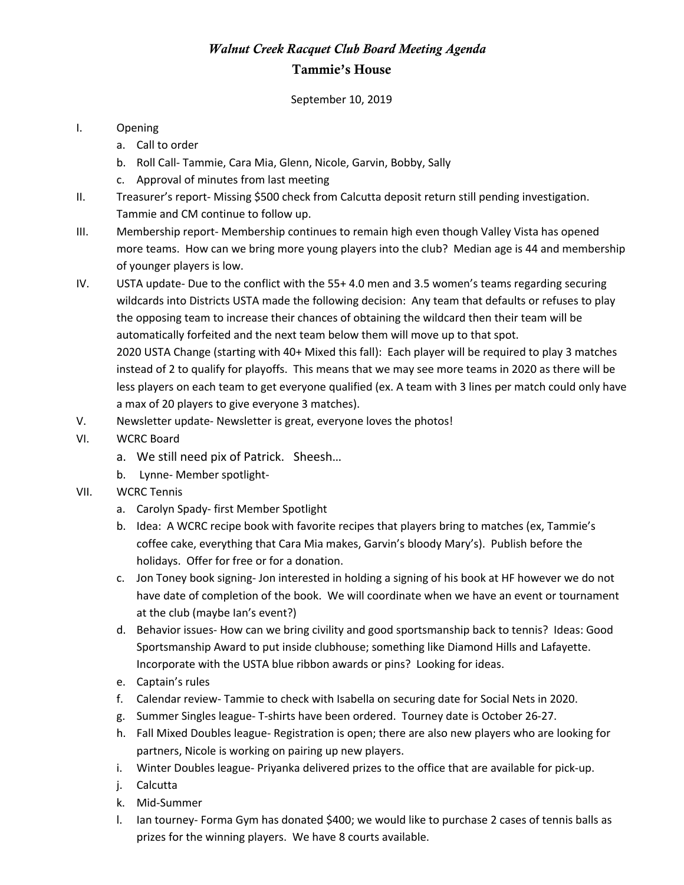# *Walnut Creek Racquet Club Board Meeting Agenda*

## Tammie's House

September 10, 2019

I. Opening
   a. Call to order
   b. Roll Call- Tammie, Cara Mia, Glenn, Nicole, Garvin, Bobby, Sally
   c. Approval of minutes from last meeting

II. Treasurer's report- Missing $500 check from Calcutta deposit return still pending investigation. Tammie and CM continue to follow up.

III. Membership report- Membership continues to remain high even though Valley Vista has opened more teams. How can we bring more young players into the club? Median age is 44 and membership of younger players is low.

IV. USTA update- Due to the conflict with the 55+ 4.0 men and 3.5 women's teams regarding securing wildcards into Districts USTA made the following decision: Any team that defaults or refuses to play the opposing team to increase their chances of obtaining the wildcard then their team will be automatically forfeited and the next team below them will move up to that spot.
   2020 USTA Change (starting with 40+ Mixed this fall): Each player will be required to play 3 matches instead of 2 to qualify for playoffs. This means that we may see more teams in 2020 as there will be less players on each team to get everyone qualified (ex. A team with 3 lines per match could only have a max of 20 players to give everyone 3 matches).

V. Newsletter update- Newsletter is great, everyone loves the photos!

VI. WCRC Board
   a. We still need pix of Patrick. Sheesh…
   b. Lynne- Member spotlight-

VII. WCRC Tennis
   a. Carolyn Spady- first Member Spotlight
   b. Idea: A WCRC recipe book with favorite recipes that players bring to matches (ex, Tammie's coffee cake, everything that Cara Mia makes, Garvin's bloody Mary's). Publish before the holidays. Offer for free or for a donation.
   c. Jon Toney book signing- Jon interested in holding a signing of his book at HF however we do not have date of completion of the book. We will coordinate when we have an event or tournament at the club (maybe Ian's event?)
   d. Behavior issues- How can we bring civility and good sportsmanship back to tennis? Ideas: Good Sportsmanship Award to put inside clubhouse; something like Diamond Hills and Lafayette. Incorporate with the USTA blue ribbon awards or pins? Looking for ideas.
   e. Captain's rules
   f. Calendar review- Tammie to check with Isabella on securing date for Social Nets in 2020.
   g. Summer Singles league- T-shirts have been ordered. Tourney date is October 26-27.
   h. Fall Mixed Doubles league- Registration is open; there are also new players who are looking for partners, Nicole is working on pairing up new players.
   i. Winter Doubles league- Priyanka delivered prizes to the office that are available for pick-up.
   j. Calcutta
   k. Mid-Summer
   l. Ian tourney- Forma Gym has donated $400; we would like to purchase 2 cases of tennis balls as prizes for the winning players. We have 8 courts available.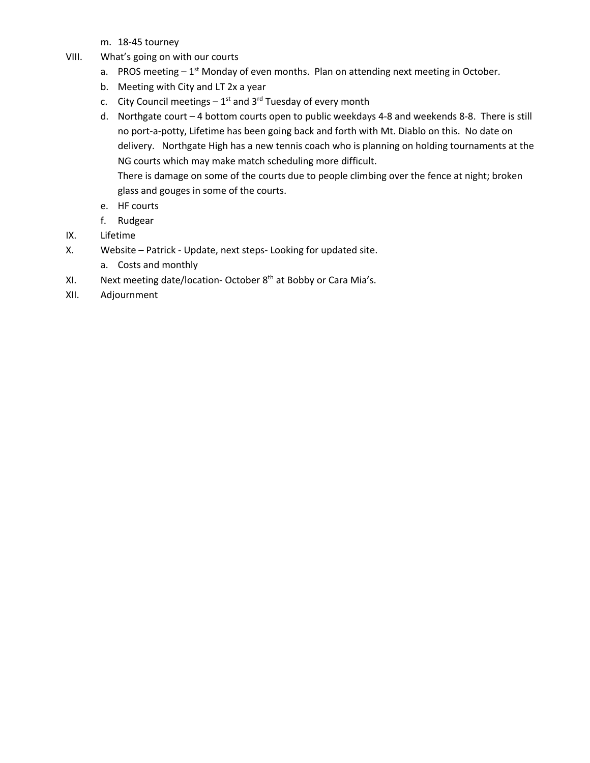m. 18-45 tourney

VIII. What's going on with our courts

    a. PROS meeting – 1st Monday of even months. Plan on attending next meeting in October.
    b. Meeting with City and LT 2x a year
    c. City Council meetings – 1st and 3rd Tuesday of every month
    d. Northgate court – 4 bottom courts open to public weekdays 4-8 and weekends 8-8. There is still no port-a-potty, Lifetime has been going back and forth with Mt. Diablo on this. No date on delivery. Northgate High has a new tennis coach who is planning on holding tournaments at the NG courts which may make match scheduling more difficult.
       There is damage on some of the courts due to people climbing over the fence at night; broken glass and gouges in some of the courts.
    e. HF courts
    f. Rudgear

IX. Lifetime

X. Website – Patrick - Update, next steps- Looking for updated site.

    a. Costs and monthly

XI. Next meeting date/location- October 8th at Bobby or Cara Mia's.

XII. Adjournment